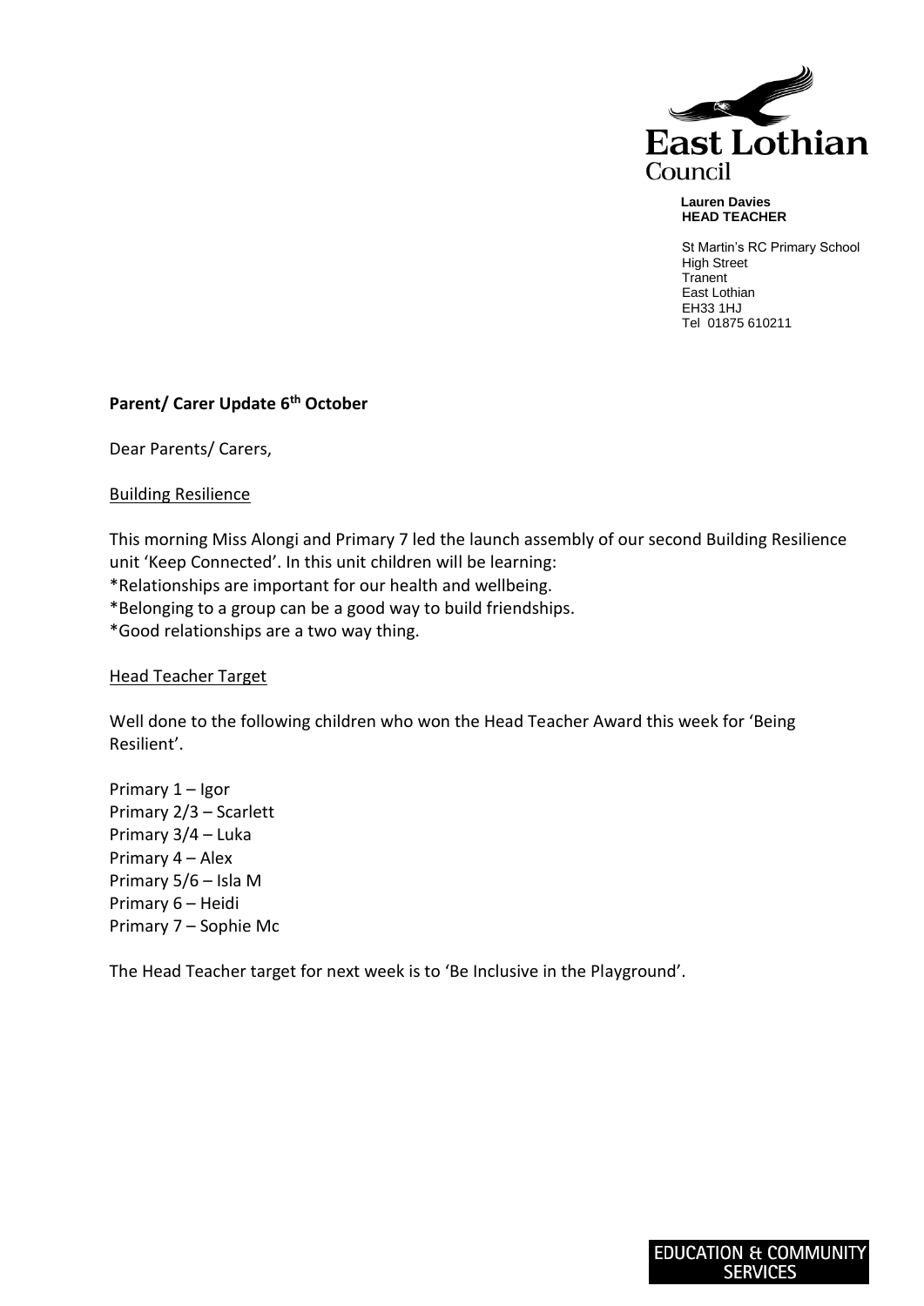East Lothian Council

**Lauren Davies**
**HEAD TEACHER**

St Martin's RC Primary School
High Street
Tranent
East Lothian
EH33 1HJ
Tel 01875 610211

**Parent/ Carer Update 6th October**

Dear Parents/ Carers,

Building Resilience

This morning Miss Alongi and Primary 7 led the launch assembly of our second Building Resilience unit 'Keep Connected'. In this unit children will be learning:
*Relationships are important for our health and wellbeing.
*Belonging to a group can be a good way to build friendships.
*Good relationships are a two way thing.

Head Teacher Target

Well done to the following children who won the Head Teacher Award this week for 'Being Resilient'.

Primary 1 – Igor
Primary 2/3 – Scarlett
Primary 3/4 – Luka
Primary 4 – Alex
Primary 5/6 – Isla M
Primary 6 – Heidi
Primary 7 – Sophie Mc

The Head Teacher target for next week is to 'Be Inclusive in the Playground'.

EDUCATION & COMMUNITY SERVICES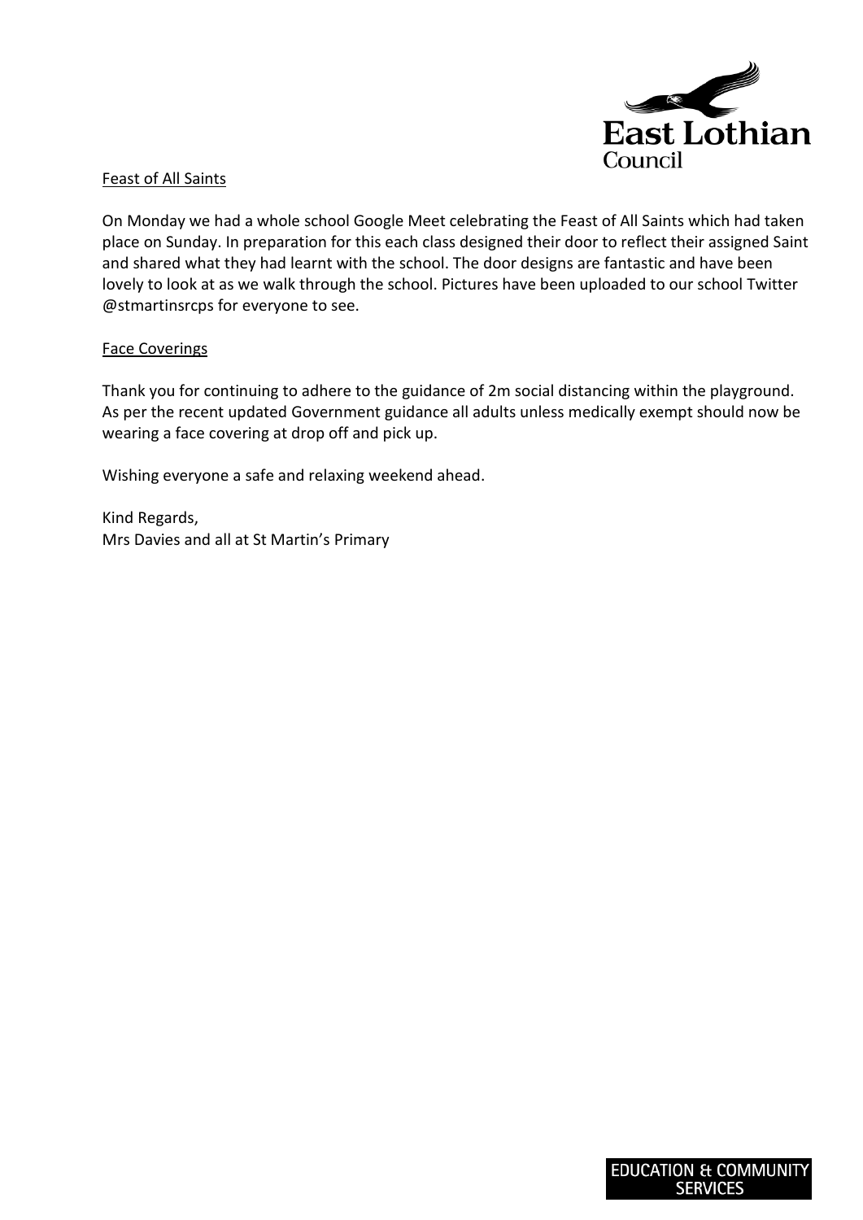Feast of All Saints

On Monday we had a whole school Google Meet celebrating the Feast of All Saints which had taken place on Sunday. In preparation for this each class designed their door to reflect their assigned Saint and shared what they had learnt with the school. The door designs are fantastic and have been lovely to look at as we walk through the school. Pictures have been uploaded to our school Twitter @stmartinsrcps for everyone to see.

Face Coverings

Thank you for continuing to adhere to the guidance of 2m social distancing within the playground. As per the recent updated Government guidance all adults unless medically exempt should now be wearing a face covering at drop off and pick up.

Wishing everyone a safe and relaxing weekend ahead.

Kind Regards,
Mrs Davies and all at St Martin's Primary